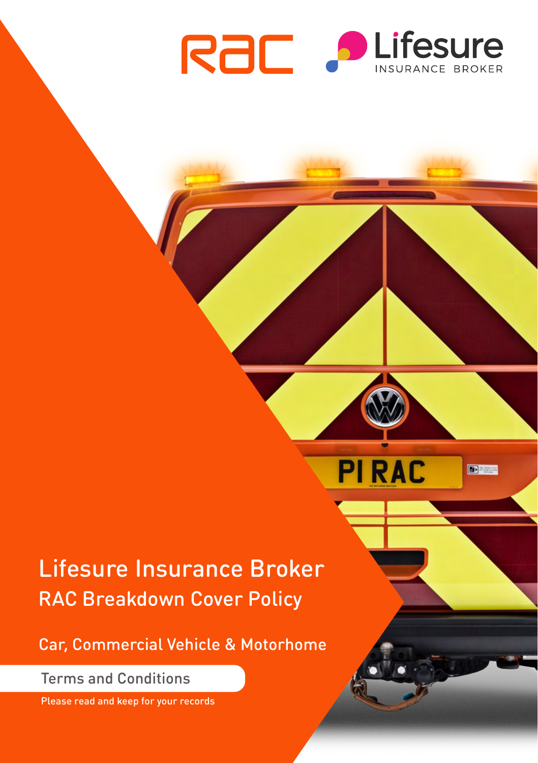RAC

Lifesure INSURANCE BROKER

# Lifesure Insurance Broker

## RAC Breakdown Cover Policy

Car, Commercial Vehicle & Motorhome

Terms and Conditions

Please read and keep for your records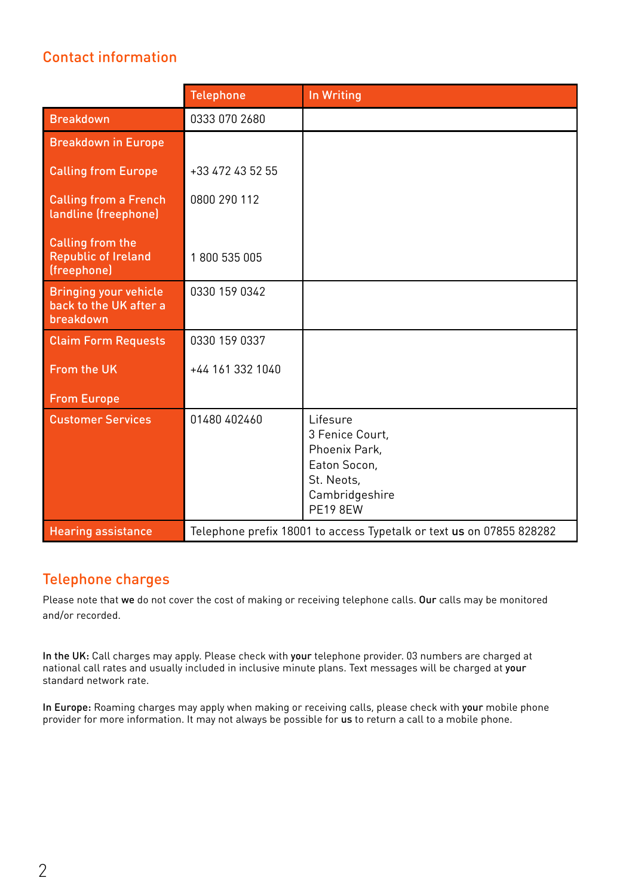## Contact information

| | Telephone | In Writing |
|---|---|---|
| Breakdown | 0333 070 2680 | |
| Breakdown in Europe<br><br>Calling from Europe<br><br>Calling from a French landline (freephone)<br><br>Calling from the Republic of Ireland (freephone) | <br><br>+33 472 43 52 55<br><br>0800 290 112<br><br>1 800 535 005 | |
| Bringing your vehicle back to the UK after a breakdown | 0330 159 0342 | |
| Claim Form Requests<br><br>From the UK<br><br>From Europe | 0330 159 0337<br><br>+44 161 332 1040 | |
| Customer Services | 01480 402460 | Lifesure<br>3 Fenice Court,<br>Phoenix Park,<br>Eaton Socon,<br>St. Neots,<br>Cambridgeshire<br>PE19 8EW |
| Hearing assistance | Telephone prefix 18001 to access Typetalk or text **us** on 07855 828282 | |

## Telephone charges

Please note that **we** do not cover the cost of making or receiving telephone calls. **Our** calls may be monitored and/or recorded.

**In the UK:** Call charges may apply. Please check with **your** telephone provider. 03 numbers are charged at national call rates and usually included in inclusive minute plans. Text messages will be charged at **your** standard network rate.

**In Europe:** Roaming charges may apply when making or receiving calls, please check with **your** mobile phone provider for more information. It may not always be possible for **us** to return a call to a mobile phone.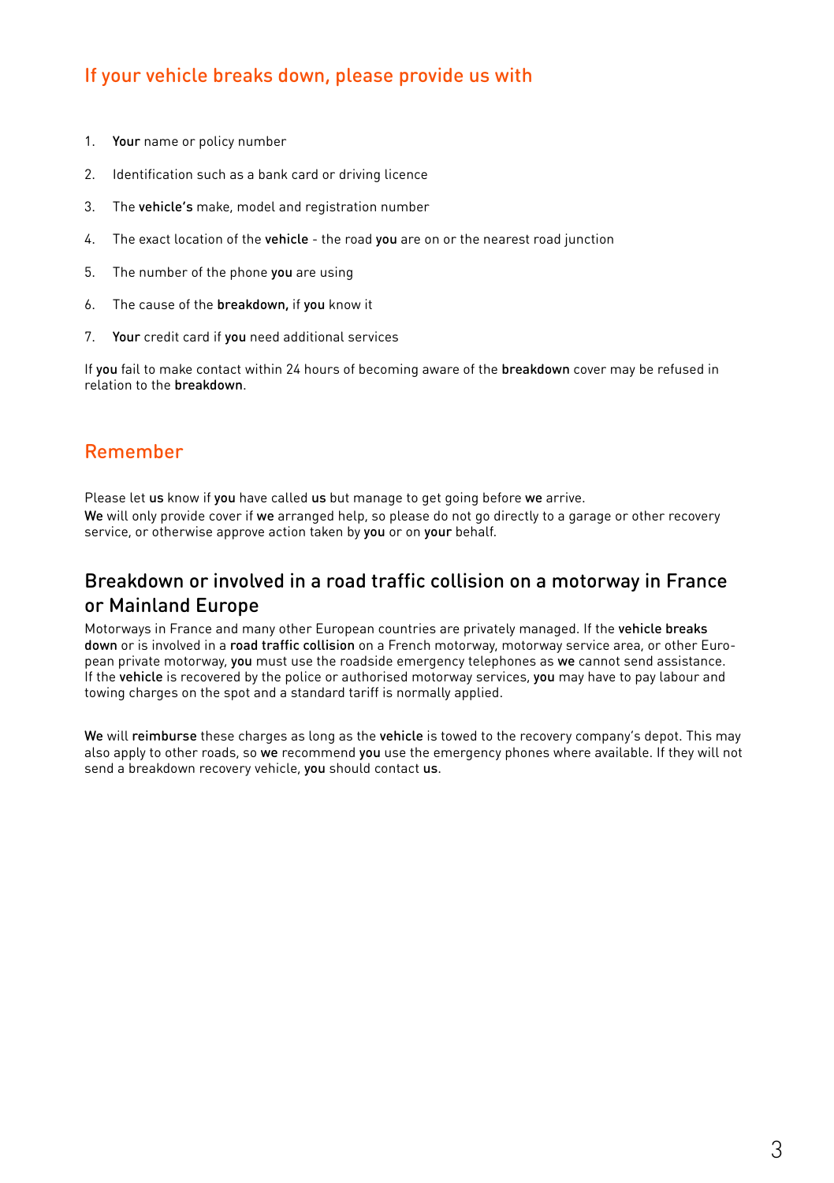## If your vehicle breaks down, please provide us with

1. **Your** name or policy number
2. Identification such as a bank card or driving licence
3. The **vehicle's** make, model and registration number
4. The exact location of the **vehicle** - the road **you** are on or the nearest road junction
5. The number of the phone **you** are using
6. The cause of the **breakdown,** if **you** know it
7. **Your** credit card if **you** need additional services

If **you** fail to make contact within 24 hours of becoming aware of the **breakdown** cover may be refused in relation to the **breakdown**.

## Remember

Please let **us** know if **you** have called **us** but manage to get going before **we** arrive.
**We** will only provide cover if **we** arranged help, so please do not go directly to a garage or other recovery service, or otherwise approve action taken by **you** or on **your** behalf.

## Breakdown or involved in a road traffic collision on a motorway in France or Mainland Europe

Motorways in France and many other European countries are privately managed. If the **vehicle breaks down** or is involved in a **road traffic collision** on a French motorway, motorway service area, or other European private motorway, **you** must use the roadside emergency telephones as **we** cannot send assistance. If the **vehicle** is recovered by the police or authorised motorway services, **you** may have to pay labour and towing charges on the spot and a standard tariff is normally applied.

**We** will **reimburse** these charges as long as the **vehicle** is towed to the recovery company's depot. This may also apply to other roads, so **we** recommend **you** use the emergency phones where available. If they will not send a breakdown recovery vehicle, **you** should contact **us**.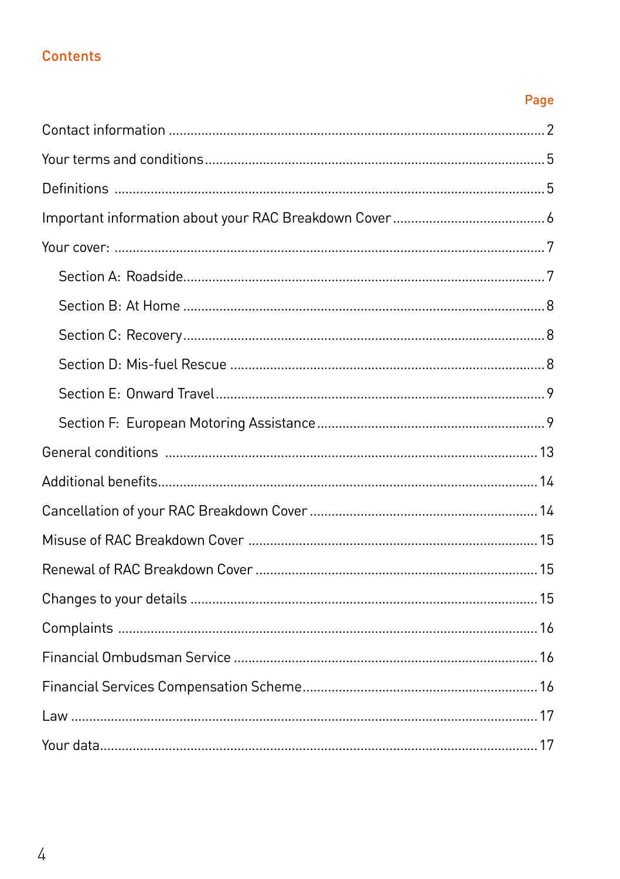## Contents

| | Page |
|---|---|
| Contact information | 2 |
| Your terms and conditions | 5 |
| Definitions | 5 |
| Important information about your RAC Breakdown Cover | 6 |
| Your cover: | 7 |
| Section A: Roadside | 7 |
| Section B: At Home | 8 |
| Section C: Recovery | 8 |
| Section D: Mis-fuel Rescue | 8 |
| Section E: Onward Travel | 9 |
| Section F: European Motoring Assistance | 9 |
| General conditions | 13 |
| Additional benefits | 14 |
| Cancellation of your RAC Breakdown Cover | 14 |
| Misuse of RAC Breakdown Cover | 15 |
| Renewal of RAC Breakdown Cover | 15 |
| Changes to your details | 15 |
| Complaints | 16 |
| Financial Ombudsman Service | 16 |
| Financial Services Compensation Scheme | 16 |
| Law | 17 |
| Your data | 17 |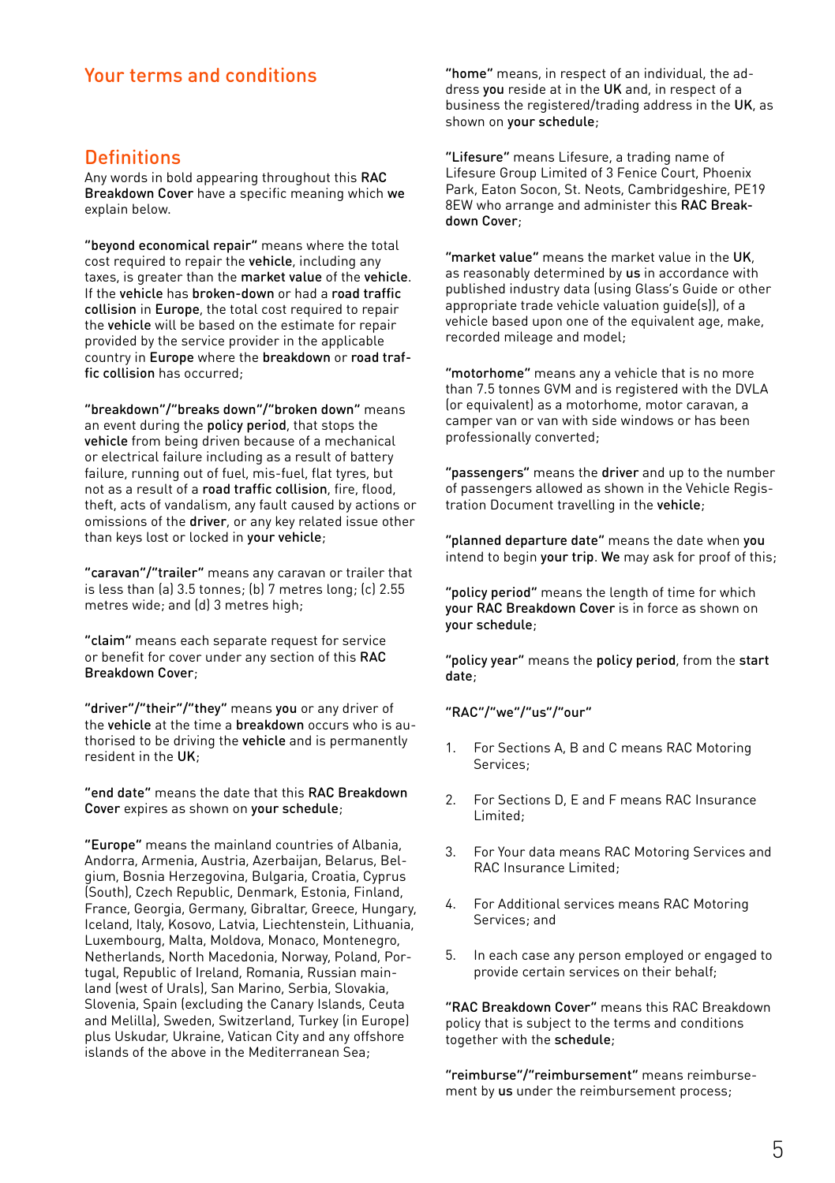## Your terms and conditions

## Definitions

Any words in bold appearing throughout this **RAC Breakdown Cover** have a specific meaning which **we** explain below.

**"beyond economical repair"** means where the total cost required to repair the **vehicle**, including any taxes, is greater than the **market value** of the **vehicle**. If the **vehicle** has **broken-down** or had a **road traffic collision** in **Europe**, the total cost required to repair the **vehicle** will be based on the estimate for repair provided by the service provider in the applicable country in **Europe** where the **breakdown** or **road traffic collision** has occurred;

**"breakdown"/"breaks down"/"broken down"** means an event during the **policy period**, that stops the **vehicle** from being driven because of a mechanical or electrical failure including as a result of battery failure, running out of fuel, mis-fuel, flat tyres, but not as a result of a **road traffic collision**, fire, flood, theft, acts of vandalism, any fault caused by actions or omissions of the **driver**, or any key related issue other than keys lost or locked in **your vehicle**;

**"caravan"/"trailer"** means any caravan or trailer that is less than (a) 3.5 tonnes; (b) 7 metres long; (c) 2.55 metres wide; and (d) 3 metres high;

**"claim"** means each separate request for service or benefit for cover under any section of this **RAC Breakdown Cover**;

**"driver"/"their"/"they"** means **you** or any driver of the **vehicle** at the time a **breakdown** occurs who is authorised to be driving the **vehicle** and is permanently resident in the **UK**;

**"end date"** means the date that this **RAC Breakdown Cover** expires as shown on **your schedule**;

**"Europe"** means the mainland countries of Albania, Andorra, Armenia, Austria, Azerbaijan, Belarus, Belgium, Bosnia Herzegovina, Bulgaria, Croatia, Cyprus (South), Czech Republic, Denmark, Estonia, Finland, France, Georgia, Germany, Gibraltar, Greece, Hungary, Iceland, Italy, Kosovo, Latvia, Liechtenstein, Lithuania, Luxembourg, Malta, Moldova, Monaco, Montenegro, Netherlands, North Macedonia, Norway, Poland, Portugal, Republic of Ireland, Romania, Russian mainland (west of Urals), San Marino, Serbia, Slovakia, Slovenia, Spain (excluding the Canary Islands, Ceuta and Melilla), Sweden, Switzerland, Turkey (in Europe) plus Uskudar, Ukraine, Vatican City and any offshore islands of the above in the Mediterranean Sea;

**"home"** means, in respect of an individual, the address **you** reside at in the **UK** and, in respect of a business the registered/trading address in the **UK**, as shown on **your schedule**;

**"Lifesure"** means Lifesure, a trading name of Lifesure Group Limited of 3 Fenice Court, Phoenix Park, Eaton Socon, St. Neots, Cambridgeshire, PE19 8EW who arrange and administer this **RAC Breakdown Cover**;

**"market value"** means the market value in the **UK**, as reasonably determined by **us** in accordance with published industry data (using Glass's Guide or other appropriate trade vehicle valuation guide(s)), of a vehicle based upon one of the equivalent age, make, recorded mileage and model;

**"motorhome"** means any a vehicle that is no more than 7.5 tonnes GVM and is registered with the DVLA (or equivalent) as a motorhome, motor caravan, a camper van or van with side windows or has been professionally converted;

**"passengers"** means the **driver** and up to the number of passengers allowed as shown in the Vehicle Registration Document travelling in the **vehicle**;

**"planned departure date"** means the date when **you** intend to begin **your trip**. **We** may ask for proof of this;

**"policy period"** means the length of time for which **your RAC Breakdown Cover** is in force as shown on **your schedule**;

**"policy year"** means the **policy period**, from the **start date**;

**"RAC"/"we"/"us"/"our"**

1. For Sections A, B and C means RAC Motoring Services;
2. For Sections D, E and F means RAC Insurance Limited;
3. For Your data means RAC Motoring Services and RAC Insurance Limited;
4. For Additional services means RAC Motoring Services; and
5. In each case any person employed or engaged to provide certain services on their behalf;

**"RAC Breakdown Cover"** means this RAC Breakdown policy that is subject to the terms and conditions together with the **schedule**;

**"reimburse"/"reimbursement"** means reimbursement by **us** under the reimbursement process;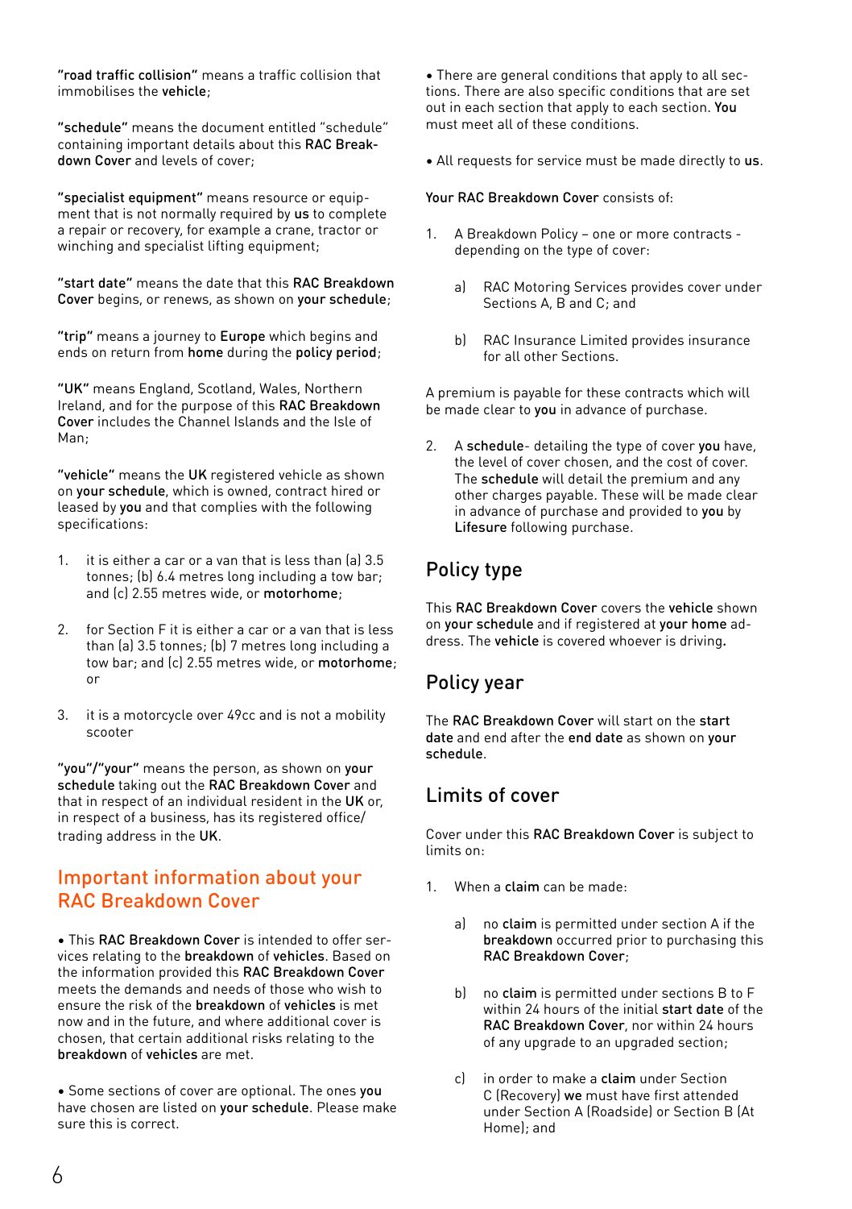**"road traffic collision"** means a traffic collision that immobilises the **vehicle**;

**"schedule"** means the document entitled "schedule" containing important details about this **RAC Breakdown Cover** and levels of cover;

**"specialist equipment"** means resource or equipment that is not normally required by **us** to complete a repair or recovery, for example a crane, tractor or winching and specialist lifting equipment;

**"start date"** means the date that this **RAC Breakdown Cover** begins, or renews, as shown on **your schedule**;

**"trip"** means a journey to **Europe** which begins and ends on return from **home** during the **policy period**;

**"UK"** means England, Scotland, Wales, Northern Ireland, and for the purpose of this **RAC Breakdown Cover** includes the Channel Islands and the Isle of Man;

**"vehicle"** means the **UK** registered vehicle as shown on **your schedule**, which is owned, contract hired or leased by **you** and that complies with the following specifications:

1. it is either a car or a van that is less than (a) 3.5 tonnes; (b) 6.4 metres long including a tow bar; and (c) 2.55 metres wide, or **motorhome**;

2. for Section F it is either a car or a van that is less than (a) 3.5 tonnes; (b) 7 metres long including a tow bar; and (c) 2.55 metres wide, or **motorhome**; or

3. it is a motorcycle over 49cc and is not a mobility scooter

**"you"/"your"** means the person, as shown on **your schedule** taking out the **RAC Breakdown Cover** and that in respect of an individual resident in the **UK** or, in respect of a business, has its registered office/ trading address in the **UK**.

## Important information about your RAC Breakdown Cover

- This **RAC Breakdown Cover** is intended to offer services relating to the **breakdown** of **vehicles**. Based on the information provided this **RAC Breakdown Cover** meets the demands and needs of those who wish to ensure the risk of the **breakdown** of **vehicles** is met now and in the future, and where additional cover is chosen, that certain additional risks relating to the **breakdown** of **vehicles** are met.

- Some sections of cover are optional. The ones **you** have chosen are listed on **your schedule**. Please make sure this is correct.

- There are general conditions that apply to all sections. There are also specific conditions that are set out in each section that apply to each section. **You** must meet all of these conditions.

- All requests for service must be made directly to **us**.

**Your RAC Breakdown Cover** consists of:

1. A Breakdown Policy – one or more contracts - depending on the type of cover:

   a) RAC Motoring Services provides cover under Sections A, B and C; and

   b) RAC Insurance Limited provides insurance for all other Sections.

A premium is payable for these contracts which will be made clear to **you** in advance of purchase.

2. A **schedule**- detailing the type of cover **you** have, the level of cover chosen, and the cost of cover. The **schedule** will detail the premium and any other charges payable. These will be made clear in advance of purchase and provided to **you** by **Lifesure** following purchase.

## Policy type

This **RAC Breakdown Cover** covers the **vehicle** shown on **your schedule** and if registered at **your home** address. The **vehicle** is covered whoever is driving.

## Policy year

The **RAC Breakdown Cover** will start on the **start date** and end after the **end date** as shown on **your schedule**.

## Limits of cover

Cover under this **RAC Breakdown Cover** is subject to limits on:

1. When a **claim** can be made:

   a) no **claim** is permitted under section A if the **breakdown** occurred prior to purchasing this **RAC Breakdown Cover**;

   b) no **claim** is permitted under sections B to F within 24 hours of the initial **start date** of the **RAC Breakdown Cover**, nor within 24 hours of any upgrade to an upgraded section;

   c) in order to make a **claim** under Section C (Recovery) **we** must have first attended under Section A (Roadside) or Section B (At Home); and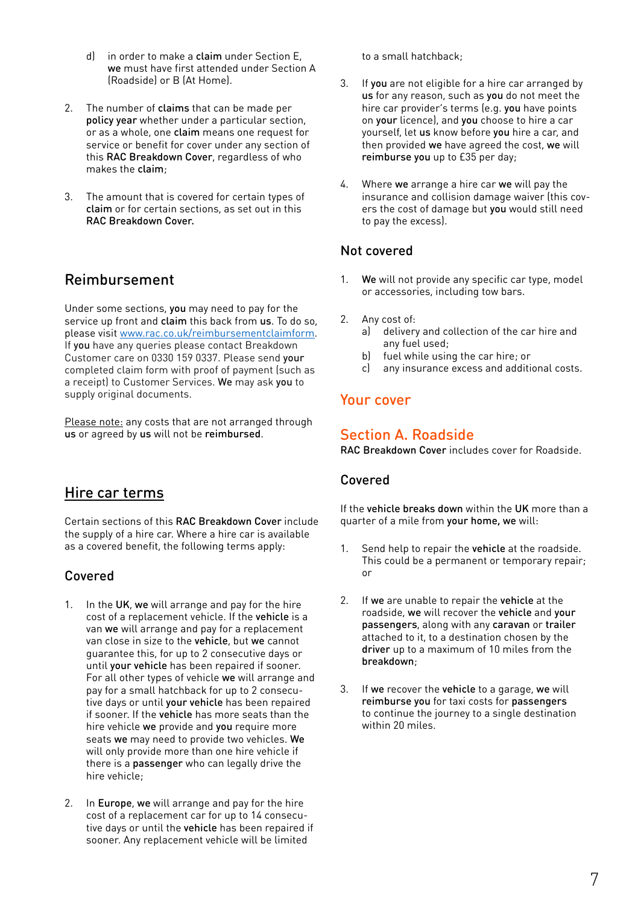d) in order to make a **claim** under Section E, **we** must have first attended under Section A (Roadside) or B (At Home).

2. The number of **claims** that can be made per **policy year** whether under a particular section, or as a whole, one **claim** means one request for service or benefit for cover under any section of this RAC Breakdown Cover, regardless of who makes the **claim**;

3. The amount that is covered for certain types of **claim** or for certain sections, as set out in this RAC Breakdown Cover.

## Reimbursement

Under some sections, **you** may need to pay for the service up front and **claim** this back from **us**. To do so, please visit www.rac.co.uk/reimbursementclaimform. If **you** have any queries please contact Breakdown Customer care on 0330 159 0337. Please send **your** completed claim form with proof of payment (such as a receipt) to Customer Services. **We** may ask **you** to supply original documents.

Please note: any costs that are not arranged through **us** or agreed by **us** will not be **reimbursed**.

## Hire car terms

Certain sections of this RAC Breakdown Cover include the supply of a hire car. Where a hire car is available as a covered benefit, the following terms apply:

### Covered

1. In the **UK**, **we** will arrange and pay for the hire cost of a replacement vehicle. If the **vehicle** is a van **we** will arrange and pay for a replacement van close in size to the **vehicle**, but **we** cannot guarantee this, for up to 2 consecutive days or until **your vehicle** has been repaired if sooner. For all other types of vehicle **we** will arrange and pay for a small hatchback for up to 2 consecutive days or until **your vehicle** has been repaired if sooner. If the **vehicle** has more seats than the hire vehicle **we** provide and **you** require more seats **we** may need to provide two vehicles. **We** will only provide more than one hire vehicle if there is a **passenger** who can legally drive the hire vehicle;

2. In **Europe**, **we** will arrange and pay for the hire cost of a replacement car for up to 14 consecutive days or until the **vehicle** has been repaired if sooner. Any replacement vehicle will be limited to a small hatchback;

3. If **you** are not eligible for a hire car arranged by **us** for any reason, such as **you** do not meet the hire car provider's terms (e.g. **you** have points on **your** licence), and **you** choose to hire a car yourself, let **us** know before **you** hire a car, and then provided **we** have agreed the cost, **we** will **reimburse you** up to £35 per day;

4. Where **we** arrange a hire car **we** will pay the insurance and collision damage waiver (this covers the cost of damage but **you** would still need to pay the excess).

### Not covered

1. **We** will not provide any specific car type, model or accessories, including tow bars.

2. Any cost of:
   a) delivery and collection of the car hire and any fuel used;
   b) fuel while using the car hire; or
   c) any insurance excess and additional costs.

## Your cover

## Section A. Roadside

RAC Breakdown Cover includes cover for Roadside.

### Covered

If the **vehicle breaks down** within the **UK** more than a quarter of a mile from **your home, we** will:

1. Send help to repair the **vehicle** at the roadside. This could be a permanent or temporary repair; or

2. If **we** are unable to repair the **vehicle** at the roadside, **we** will recover the **vehicle** and **your passengers**, along with any **caravan** or **trailer** attached to it, to a destination chosen by the **driver** up to a maximum of 10 miles from the **breakdown**;

3. If **we** recover the **vehicle** to a garage, **we** will **reimburse you** for taxi costs for **passengers** to continue the journey to a single destination within 20 miles.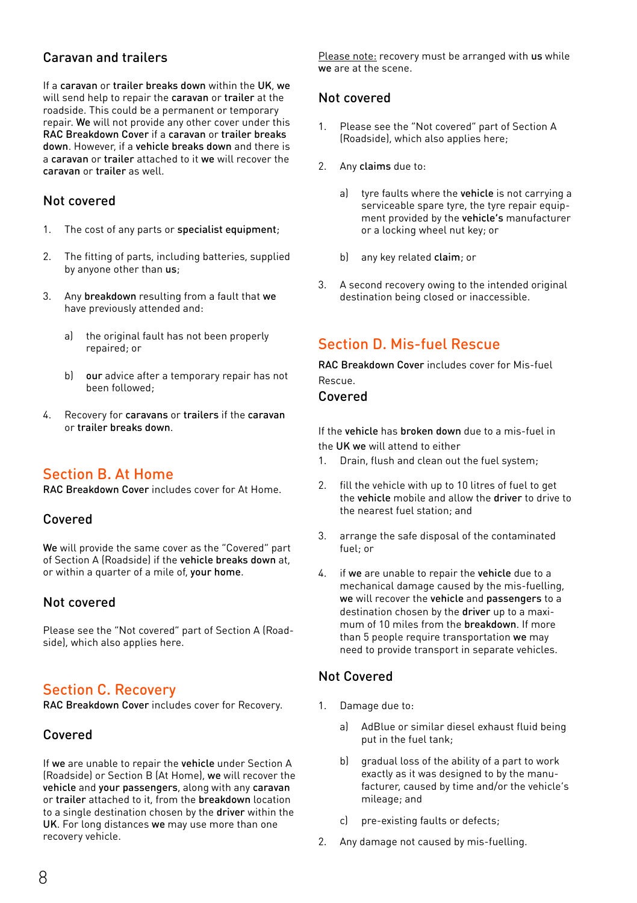## Caravan and trailers

If a **caravan** or **trailer breaks down** within the **UK**, **we** will send help to repair the **caravan** or **trailer** at the roadside. This could be a permanent or temporary repair. **We** will not provide any other cover under this **RAC Breakdown Cover** if a **caravan** or **trailer breaks down**. However, if a **vehicle breaks down** and there is a **caravan** or **trailer** attached to it **we** will recover the **caravan** or **trailer** as well.

## Not covered

1. The cost of any parts or **specialist equipment**;
2. The fitting of parts, including batteries, supplied by anyone other than **us**;
3. Any **breakdown** resulting from a fault that **we** have previously attended and:
   a) the original fault has not been properly repaired; or
   b) **our** advice after a temporary repair has not been followed;
4. Recovery for **caravans** or **trailers** if the **caravan** or **trailer breaks down**.

# Section B. At Home

**RAC Breakdown Cover** includes cover for At Home.

## Covered

**We** will provide the same cover as the "Covered" part of Section A (Roadside) if the **vehicle breaks down** at, or within a quarter of a mile of, **your home**.

## Not covered

Please see the "Not covered" part of Section A (Roadside), which also applies here.

# Section C. Recovery

**RAC Breakdown Cover** includes cover for Recovery.

## Covered

If **we** are unable to repair the **vehicle** under Section A (Roadside) or Section B (At Home), **we** will recover the **vehicle** and **your passengers**, along with any **caravan** or **trailer** attached to it, from the **breakdown** location to a single destination chosen by the **driver** within the **UK**. For long distances **we** may use more than one recovery vehicle.

Please note: recovery must be arranged with **us** while **we** are at the scene.

## Not covered

1. Please see the "Not covered" part of Section A (Roadside), which also applies here;
2. Any **claims** due to:
   a) tyre faults where the **vehicle** is not carrying a serviceable spare tyre, the tyre repair equipment provided by the **vehicle's** manufacturer or a locking wheel nut key; or
   b) any key related **claim**; or
3. A second recovery owing to the intended original destination being closed or inaccessible.

# Section D. Mis-fuel Rescue

**RAC Breakdown Cover** includes cover for Mis-fuel Rescue.

## Covered

If the **vehicle** has **broken down** due to a mis-fuel in the **UK we** will attend to either

1. Drain, flush and clean out the fuel system;
2. fill the vehicle with up to 10 litres of fuel to get the **vehicle** mobile and allow the **driver** to drive to the nearest fuel station; and
3. arrange the safe disposal of the contaminated fuel; or
4. if **we** are unable to repair the **vehicle** due to a mechanical damage caused by the mis-fuelling, **we** will recover the **vehicle** and **passengers** to a destination chosen by the **driver** up to a maximum of 10 miles from the **breakdown**. If more than 5 people require transportation **we** may need to provide transport in separate vehicles.

## Not Covered

1. Damage due to:
   a) AdBlue or similar diesel exhaust fluid being put in the fuel tank;
   b) gradual loss of the ability of a part to work exactly as it was designed to by the manufacturer, caused by time and/or the vehicle's mileage; and
   c) pre-existing faults or defects;
2. Any damage not caused by mis-fuelling.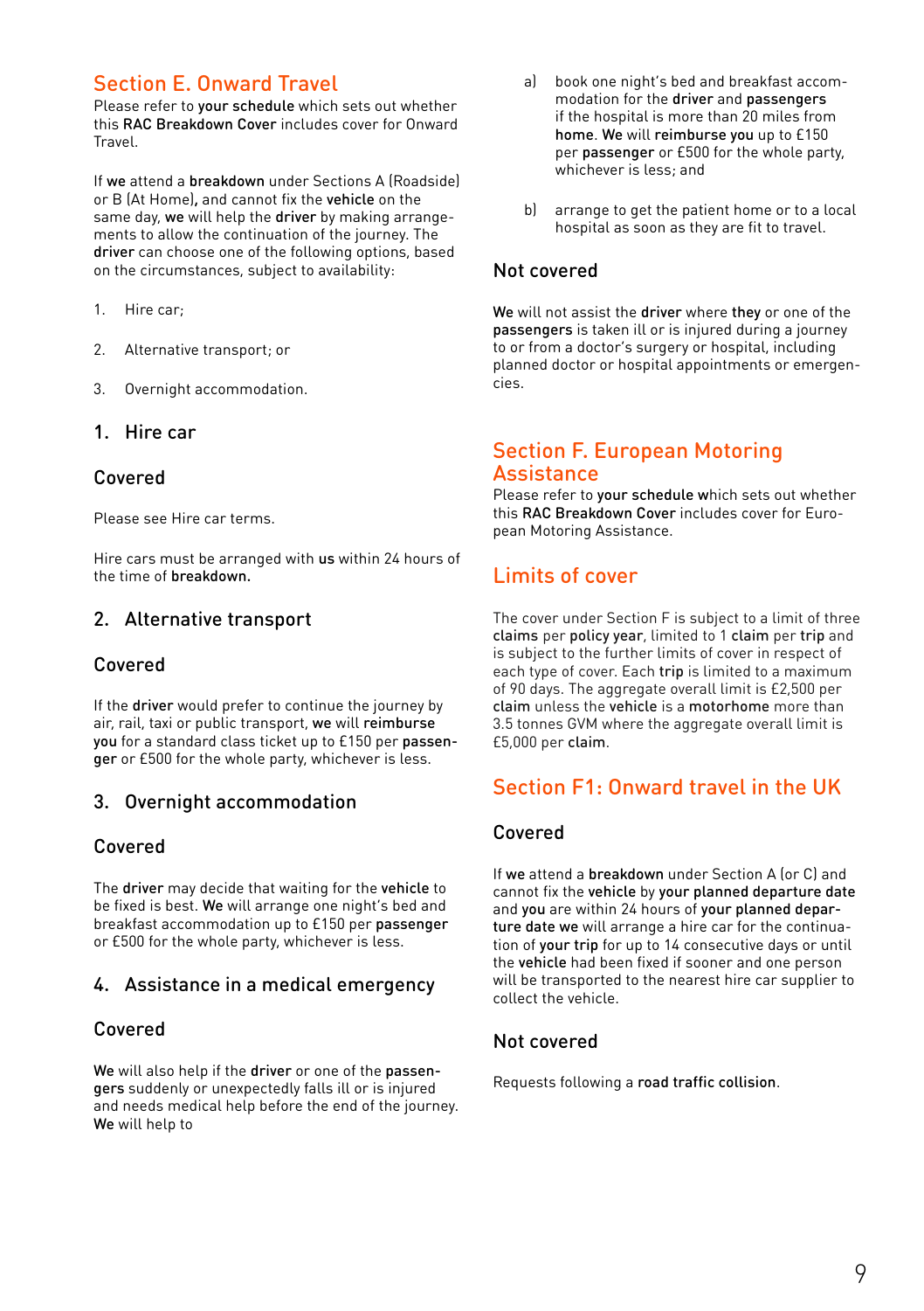## Section E. Onward Travel

Please refer to **your schedule** which sets out whether this **RAC Breakdown Cover** includes cover for Onward Travel.

If **we** attend a **breakdown** under Sections A (Roadside) or B (At Home)**,** and cannot fix the **vehicle** on the same day, **we** will help the **driver** by making arrangements to allow the continuation of the journey. The **driver** can choose one of the following options, based on the circumstances, subject to availability:

1. Hire car;
2. Alternative transport; or
3. Overnight accommodation.

### 1. Hire car

#### Covered

Please see Hire car terms.

Hire cars must be arranged with **us** within 24 hours of the time of **breakdown.**

### 2. Alternative transport

#### Covered

If the **driver** would prefer to continue the journey by air, rail, taxi or public transport, **we** will **reimburse you** for a standard class ticket up to £150 per **passenger** or £500 for the whole party, whichever is less.

### 3. Overnight accommodation

#### Covered

The **driver** may decide that waiting for the **vehicle** to be fixed is best. **We** will arrange one night's bed and breakfast accommodation up to £150 per **passenger** or £500 for the whole party, whichever is less.

### 4. Assistance in a medical emergency

#### Covered

**We** will also help if the **driver** or one of the **passengers** suddenly or unexpectedly falls ill or is injured and needs medical help before the end of the journey. **We** will help to

a) book one night's bed and breakfast accommodation for the **driver** and **passengers** if the hospital is more than 20 miles from **home**. **We** will **reimburse you** up to £150 per **passenger** or £500 for the whole party, whichever is less; and

b) arrange to get the patient home or to a local hospital as soon as they are fit to travel.

#### Not covered

**We** will not assist the **driver** where **they** or one of the **passengers** is taken ill or is injured during a journey to or from a doctor's surgery or hospital, including planned doctor or hospital appointments or emergencies.

## Section F. European Motoring Assistance

Please refer to **your schedule** which sets out whether this **RAC Breakdown Cover** includes cover for European Motoring Assistance.

## Limits of cover

The cover under Section F is subject to a limit of three **claims** per **policy year**, limited to 1 **claim** per **trip** and is subject to the further limits of cover in respect of each type of cover. Each **trip** is limited to a maximum of 90 days. The aggregate overall limit is £2,500 per **claim** unless the **vehicle** is a **motorhome** more than 3.5 tonnes GVM where the aggregate overall limit is £5,000 per **claim**.

## Section F1: Onward travel in the UK

#### Covered

If **we** attend a **breakdown** under Section A (or C) and cannot fix the **vehicle** by **your planned departure date** and **you** are within 24 hours of **your planned departure date we** will arrange a hire car for the continuation of **your trip** for up to 14 consecutive days or until the **vehicle** had been fixed if sooner and one person will be transported to the nearest hire car supplier to collect the vehicle.

#### Not covered

Requests following a **road traffic collision**.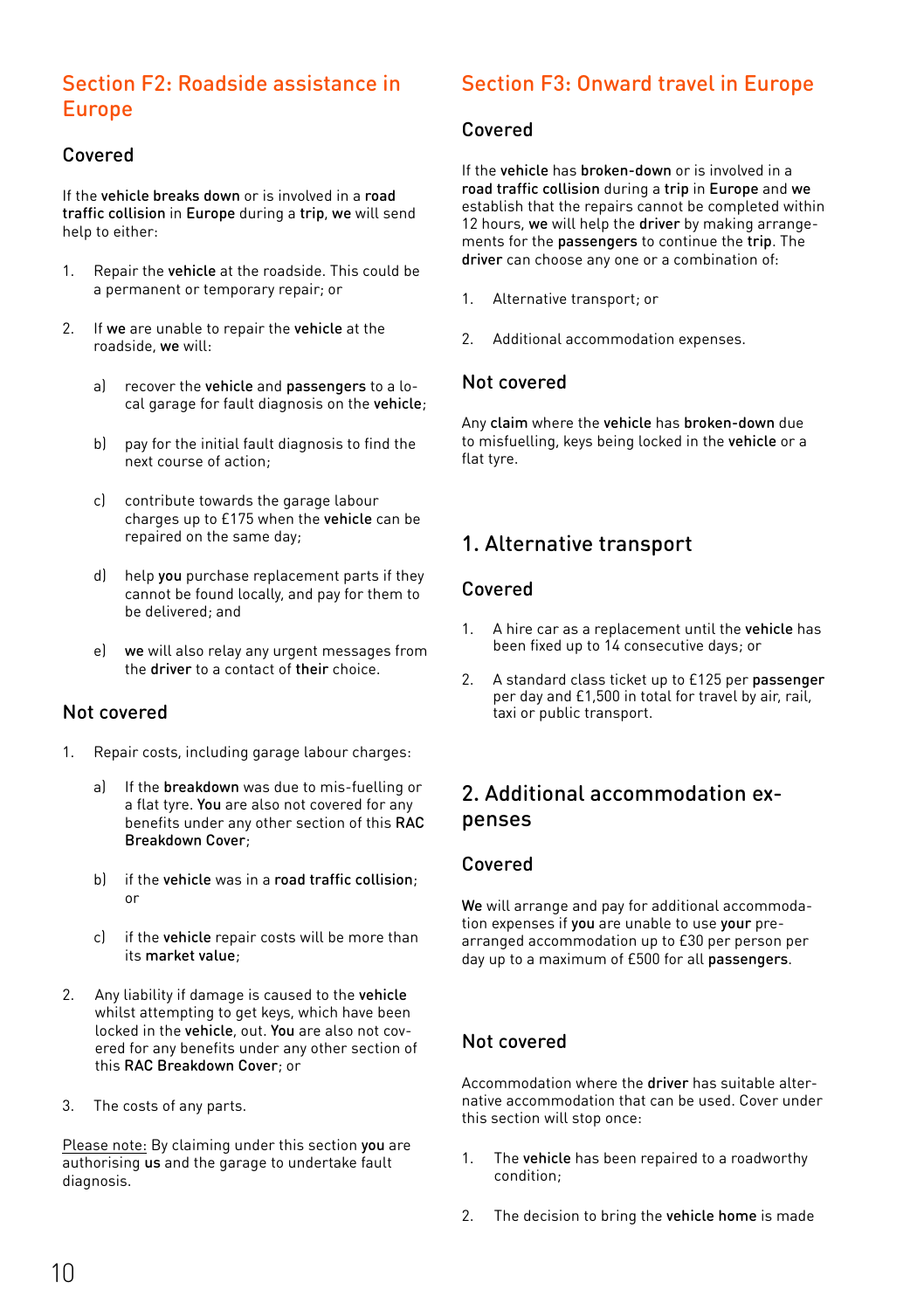## Section F2: Roadside assistance in Europe

### Covered

If the **vehicle breaks down** or is involved in a **road traffic collision** in **Europe** during a **trip**, **we** will send help to either:

1. Repair the **vehicle** at the roadside. This could be a permanent or temporary repair; or

2. If **we** are unable to repair the **vehicle** at the roadside, **we** will:

   a) recover the **vehicle** and **passengers** to a local garage for fault diagnosis on the **vehicle**;

   b) pay for the initial fault diagnosis to find the next course of action;

   c) contribute towards the garage labour charges up to £175 when the **vehicle** can be repaired on the same day;

   d) help **you** purchase replacement parts if they cannot be found locally, and pay for them to be delivered; and

   e) **we** will also relay any urgent messages from the **driver** to a contact of **their** choice.

### Not covered

1. Repair costs, including garage labour charges:

   a) If the **breakdown** was due to mis-fuelling or a flat tyre. **You** are also not covered for any benefits under any other section of this **RAC Breakdown Cover**;

   b) if the **vehicle** was in a **road traffic collision**; or

   c) if the **vehicle** repair costs will be more than its **market value**;

2. Any liability if damage is caused to the **vehicle** whilst attempting to get keys, which have been locked in the **vehicle**, out. **You** are also not covered for any benefits under any other section of this **RAC Breakdown Cover**; or

3. The costs of any parts.

Please note: By claiming under this section **you** are authorising **us** and the garage to undertake fault diagnosis.

## Section F3: Onward travel in Europe

### Covered

If the **vehicle** has **broken-down** or is involved in a **road traffic collision** during a **trip** in **Europe** and **we** establish that the repairs cannot be completed within 12 hours, **we** will help the **driver** by making arrangements for the **passengers** to continue the **trip**. The **driver** can choose any one or a combination of:

1. Alternative transport; or

2. Additional accommodation expenses.

### Not covered

Any **claim** where the **vehicle** has **broken-down** due to misfuelling, keys being locked in the **vehicle** or a flat tyre.

## 1. Alternative transport

### Covered

1. A hire car as a replacement until the **vehicle** has been fixed up to 14 consecutive days; or

2. A standard class ticket up to £125 per **passenger** per day and £1,500 in total for travel by air, rail, taxi or public transport.

## 2. Additional accommodation expenses

### Covered

**We** will arrange and pay for additional accommodation expenses if **you** are unable to use **your** pre-arranged accommodation up to £30 per person per day up to a maximum of £500 for all **passengers**.

### Not covered

Accommodation where the **driver** has suitable alternative accommodation that can be used. Cover under this section will stop once:

1. The **vehicle** has been repaired to a roadworthy condition;

2. The decision to bring the **vehicle home** is made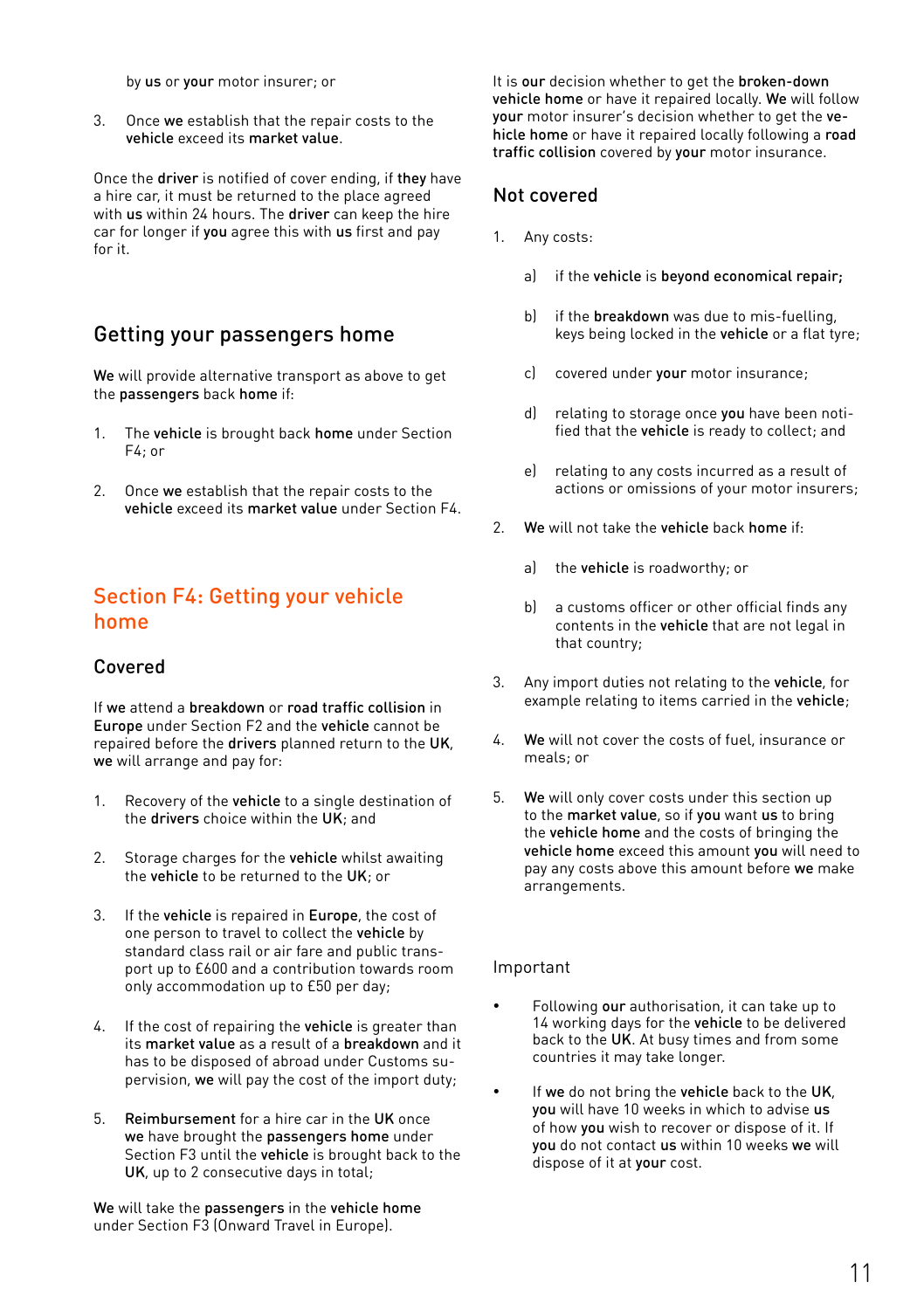by **us** or **your** motor insurer; or

3. Once **we** establish that the repair costs to the **vehicle** exceed its **market value**.

Once the **driver** is notified of cover ending, if **they** have a hire car, it must be returned to the place agreed with **us** within 24 hours. The **driver** can keep the hire car for longer if **you** agree this with **us** first and pay for it.

## Getting your passengers home

**We** will provide alternative transport as above to get the **passengers** back **home** if:

1. The **vehicle** is brought back **home** under Section F4; or

2. Once **we** establish that the repair costs to the **vehicle** exceed its **market value** under Section F4.

## Section F4: Getting your vehicle home

### Covered

If **we** attend a **breakdown** or **road traffic collision** in **Europe** under Section F2 and the **vehicle** cannot be repaired before the **drivers** planned return to the **UK**, **we** will arrange and pay for:

1. Recovery of the **vehicle** to a single destination of the **drivers** choice within the **UK**; and

2. Storage charges for the **vehicle** whilst awaiting the **vehicle** to be returned to the **UK**; or

3. If the **vehicle** is repaired in **Europe**, the cost of one person to travel to collect the **vehicle** by standard class rail or air fare and public transport up to £600 and a contribution towards room only accommodation up to £50 per day;

4. If the cost of repairing the **vehicle** is greater than its **market value** as a result of a **breakdown** and it has to be disposed of abroad under Customs supervision, **we** will pay the cost of the import duty;

5. **Reimbursement** for a hire car in the **UK** once **we** have brought the **passengers home** under Section F3 until the **vehicle** is brought back to the **UK**, up to 2 consecutive days in total;

**We** will take the **passengers** in the **vehicle home** under Section F3 (Onward Travel in Europe).

It is **our** decision whether to get the **broken-down vehicle home** or have it repaired locally. **We** will follow **your** motor insurer's decision whether to get the **vehicle home** or have it repaired locally following a **road traffic collision** covered by **your** motor insurance.

### Not covered

1. Any costs:

   a) if the **vehicle** is **beyond economical repair;**

   b) if the **breakdown** was due to mis-fuelling, keys being locked in the **vehicle** or a flat tyre;

   c) covered under **your** motor insurance;

   d) relating to storage once **you** have been notified that the **vehicle** is ready to collect; and

   e) relating to any costs incurred as a result of actions or omissions of your motor insurers;

2. **We** will not take the **vehicle** back **home** if:

   a) the **vehicle** is roadworthy; or

   b) a customs officer or other official finds any contents in the **vehicle** that are not legal in that country;

3. Any import duties not relating to the **vehicle**, for example relating to items carried in the **vehicle**;

4. **We** will not cover the costs of fuel, insurance or meals; or

5. **We** will only cover costs under this section up to the **market value**, so if **you** want **us** to bring the **vehicle home** and the costs of bringing the **vehicle home** exceed this amount **you** will need to pay any costs above this amount before **we** make arrangements.

### Important

- Following **our** authorisation, it can take up to 14 working days for the **vehicle** to be delivered back to the **UK**. At busy times and from some countries it may take longer.

- If **we** do not bring the **vehicle** back to the **UK**, **you** will have 10 weeks in which to advise **us** of how **you** wish to recover or dispose of it. If **you** do not contact **us** within 10 weeks **we** will dispose of it at **your** cost.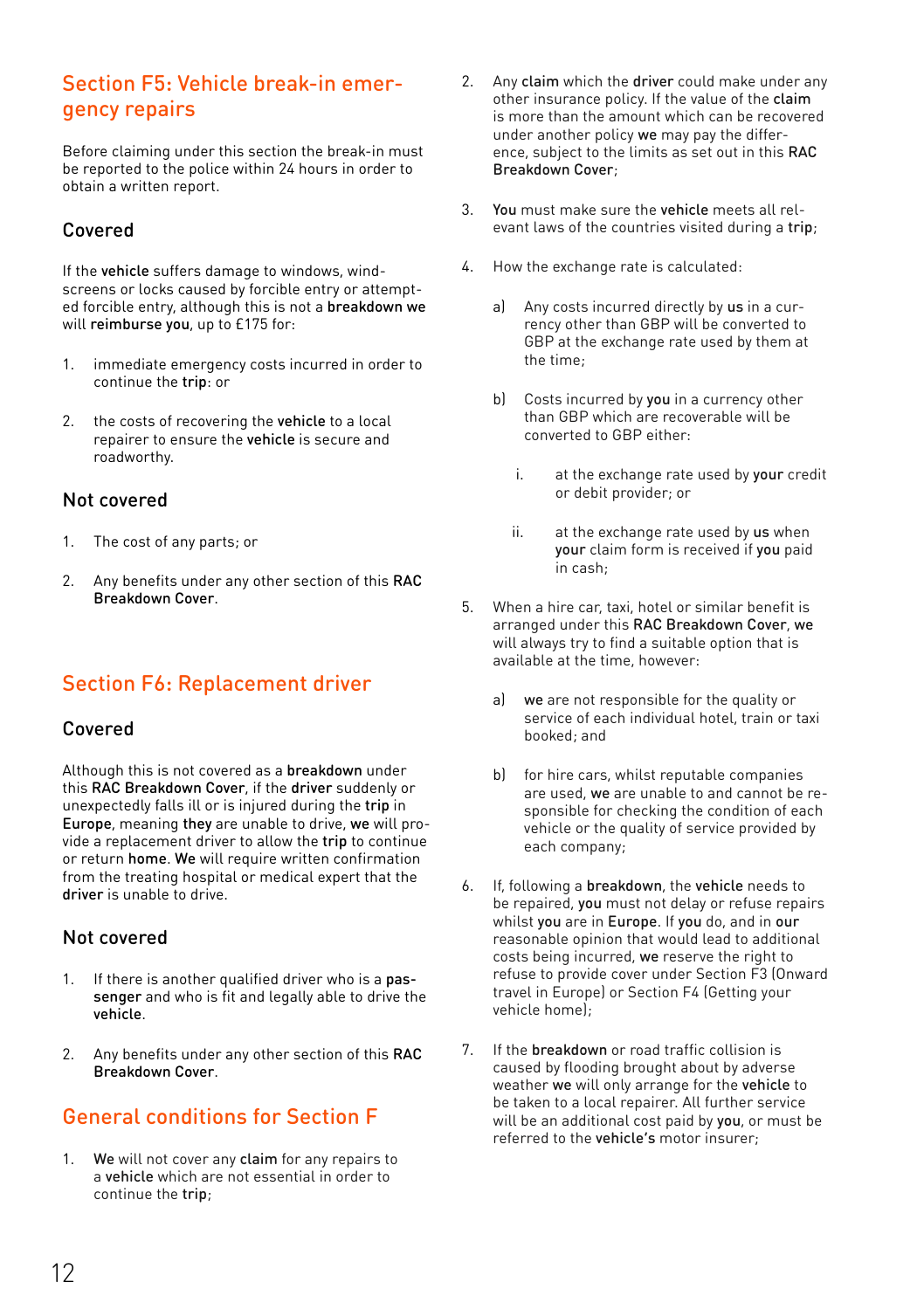## Section F5: Vehicle break-in emergency repairs

Before claiming under this section the break-in must be reported to the police within 24 hours in order to obtain a written report.

### Covered

If the **vehicle** suffers damage to windows, windscreens or locks caused by forcible entry or attempted forcible entry, although this is not a **breakdown we** will **reimburse you**, up to £175 for:

1. immediate emergency costs incurred in order to continue the **trip**: or
2. the costs of recovering the **vehicle** to a local repairer to ensure the **vehicle** is secure and roadworthy.

### Not covered

1. The cost of any parts; or
2. Any benefits under any other section of this **RAC Breakdown Cover**.

## Section F6: Replacement driver

### Covered

Although this is not covered as a **breakdown** under this **RAC Breakdown Cover**, if the **driver** suddenly or unexpectedly falls ill or is injured during the **trip** in **Europe**, meaning **they** are unable to drive, **we** will provide a replacement driver to allow the **trip** to continue or return **home**. **We** will require written confirmation from the treating hospital or medical expert that the **driver** is unable to drive.

### Not covered

1. If there is another qualified driver who is a **passenger** and who is fit and legally able to drive the **vehicle**.
2. Any benefits under any other section of this **RAC Breakdown Cover**.

## General conditions for Section F

1. **We** will not cover any **claim** for any repairs to a **vehicle** which are not essential in order to continue the **trip**;
2. Any **claim** which the **driver** could make under any other insurance policy. If the value of the **claim** is more than the amount which can be recovered under another policy **we** may pay the difference, subject to the limits as set out in this **RAC Breakdown Cover**;
3. **You** must make sure the **vehicle** meets all relevant laws of the countries visited during a **trip**;
4. How the exchange rate is calculated:
   a) Any costs incurred directly by **us** in a currency other than GBP will be converted to GBP at the exchange rate used by them at the time;
   b) Costs incurred by **you** in a currency other than GBP which are recoverable will be converted to GBP either:
      i. at the exchange rate used by **your** credit or debit provider; or
      ii. at the exchange rate used by **us** when **your** claim form is received if **you** paid in cash;
5. When a hire car, taxi, hotel or similar benefit is arranged under this **RAC Breakdown Cover**, **we** will always try to find a suitable option that is available at the time, however:
   a) **we** are not responsible for the quality or service of each individual hotel, train or taxi booked; and
   b) for hire cars, whilst reputable companies are used, **we** are unable to and cannot be responsible for checking the condition of each vehicle or the quality of service provided by each company;
6. If, following a **breakdown**, the **vehicle** needs to be repaired, **you** must not delay or refuse repairs whilst **you** are in **Europe**. If **you** do, and in **our** reasonable opinion that would lead to additional costs being incurred, **we** reserve the right to refuse to provide cover under Section F3 (Onward travel in Europe) or Section F4 (Getting your vehicle home);
7. If the **breakdown** or road traffic collision is caused by flooding brought about by adverse weather **we** will only arrange for the **vehicle** to be taken to a local repairer. All further service will be an additional cost paid by **you**, or must be referred to the **vehicle's** motor insurer;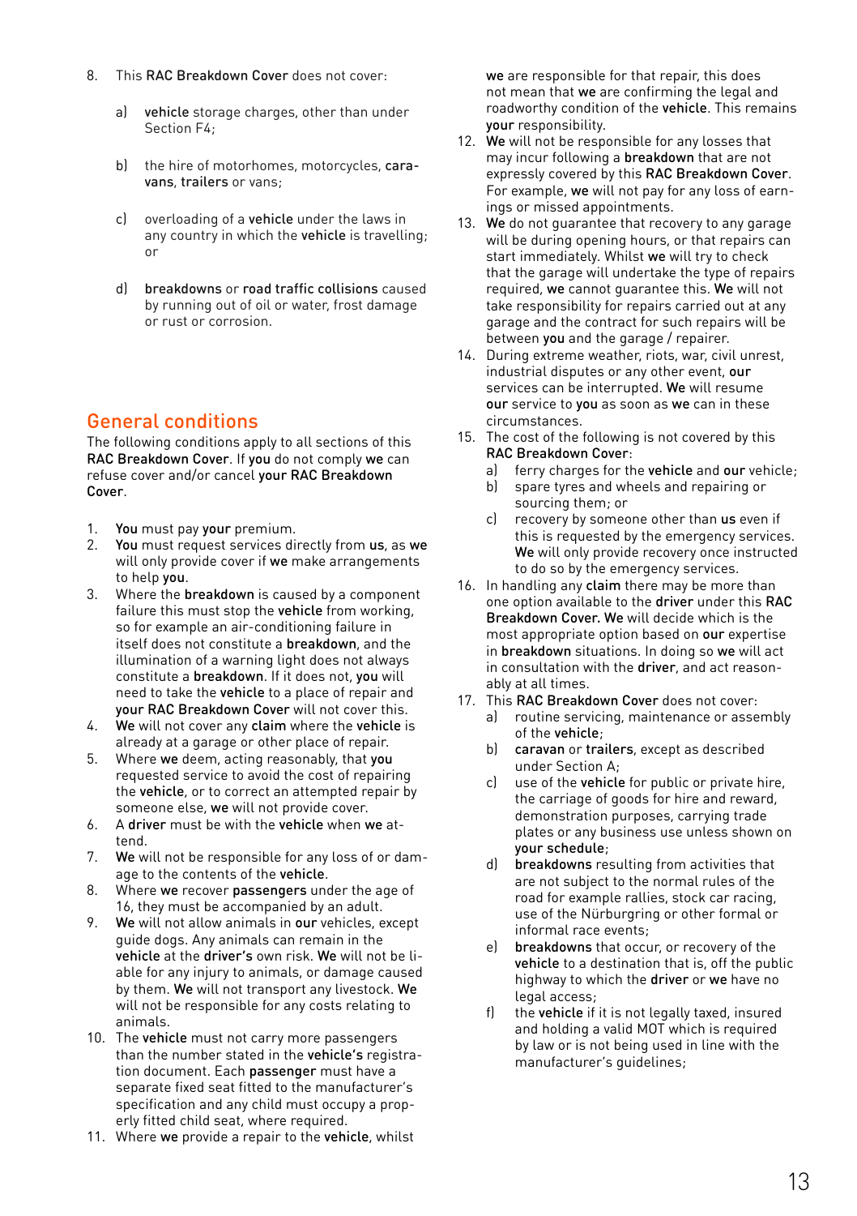8. This **RAC Breakdown Cover** does not cover:

    a) **vehicle** storage charges, other than under Section F4;

    b) the hire of motorhomes, motorcycles, **caravans**, **trailers** or vans;

    c) overloading of a **vehicle** under the laws in any country in which the **vehicle** is travelling; or

    d) **breakdowns** or **road traffic collisions** caused by running out of oil or water, frost damage or rust or corrosion.

## General conditions

The following conditions apply to all sections of this **RAC Breakdown Cover**. If **you** do not comply **we** can refuse cover and/or cancel **your RAC Breakdown Cover**.

1. **You** must pay **your** premium.
2. **You** must request services directly from **us**, as **we** will only provide cover if **we** make arrangements to help **you**.
3. Where the **breakdown** is caused by a component failure this must stop the **vehicle** from working, so for example an air-conditioning failure in itself does not constitute a **breakdown**, and the illumination of a warning light does not always constitute a **breakdown**. If it does not, **you** will need to take the **vehicle** to a place of repair and **your RAC Breakdown Cover** will not cover this.
4. **We** will not cover any **claim** where the **vehicle** is already at a garage or other place of repair.
5. Where **we** deem, acting reasonably, that **you** requested service to avoid the cost of repairing the **vehicle**, or to correct an attempted repair by someone else, **we** will not provide cover.
6. A **driver** must be with the **vehicle** when **we** attend.
7. **We** will not be responsible for any loss of or damage to the contents of the **vehicle**.
8. Where **we** recover **passengers** under the age of 16, they must be accompanied by an adult.
9. **We** will not allow animals in **our** vehicles, except guide dogs. Any animals can remain in the **vehicle** at the **driver's** own risk. **We** will not be liable for any injury to animals, or damage caused by them. **We** will not transport any livestock. **We** will not be responsible for any costs relating to animals.
10. The **vehicle** must not carry more passengers than the number stated in the **vehicle's** registration document. Each **passenger** must have a separate fixed seat fitted to the manufacturer's specification and any child must occupy a properly fitted child seat, where required.
11. Where **we** provide a repair to the **vehicle**, whilst **we** are responsible for that repair, this does not mean that **we** are confirming the legal and roadworthy condition of the **vehicle**. This remains **your** responsibility.
12. **We** will not be responsible for any losses that may incur following a **breakdown** that are not expressly covered by this **RAC Breakdown Cover**. For example, **we** will not pay for any loss of earnings or missed appointments.
13. **We** do not guarantee that recovery to any garage will be during opening hours, or that repairs can start immediately. Whilst **we** will try to check that the garage will undertake the type of repairs required, **we** cannot guarantee this. **We** will not take responsibility for repairs carried out at any garage and the contract for such repairs will be between **you** and the garage / repairer.
14. During extreme weather, riots, war, civil unrest, industrial disputes or any other event, **our** services can be interrupted. **We** will resume **our** service to **you** as soon as **we** can in these circumstances.
15. The cost of the following is not covered by this **RAC Breakdown Cover**:
    a) ferry charges for the **vehicle** and **our** vehicle;
    b) spare tyres and wheels and repairing or sourcing them; or
    c) recovery by someone other than **us** even if this is requested by the emergency services. **We** will only provide recovery once instructed to do so by the emergency services.
16. In handling any **claim** there may be more than one option available to the **driver** under this **RAC Breakdown Cover. We** will decide which is the most appropriate option based on **our** expertise in **breakdown** situations. In doing so **we** will act in consultation with the **driver**, and act reasonably at all times.
17. This **RAC Breakdown Cover** does not cover:
    a) routine servicing, maintenance or assembly of the **vehicle**;
    b) **caravan** or **trailers**, except as described under Section A;
    c) use of the **vehicle** for public or private hire, the carriage of goods for hire and reward, demonstration purposes, carrying trade plates or any business use unless shown on **your schedule**;
    d) **breakdowns** resulting from activities that are not subject to the normal rules of the road for example rallies, stock car racing, use of the Nürburgring or other formal or informal race events;
    e) **breakdowns** that occur, or recovery of the **vehicle** to a destination that is, off the public highway to which the **driver** or **we** have no legal access;
    f) the **vehicle** if it is not legally taxed, insured and holding a valid MOT which is required by law or is not being used in line with the manufacturer's guidelines;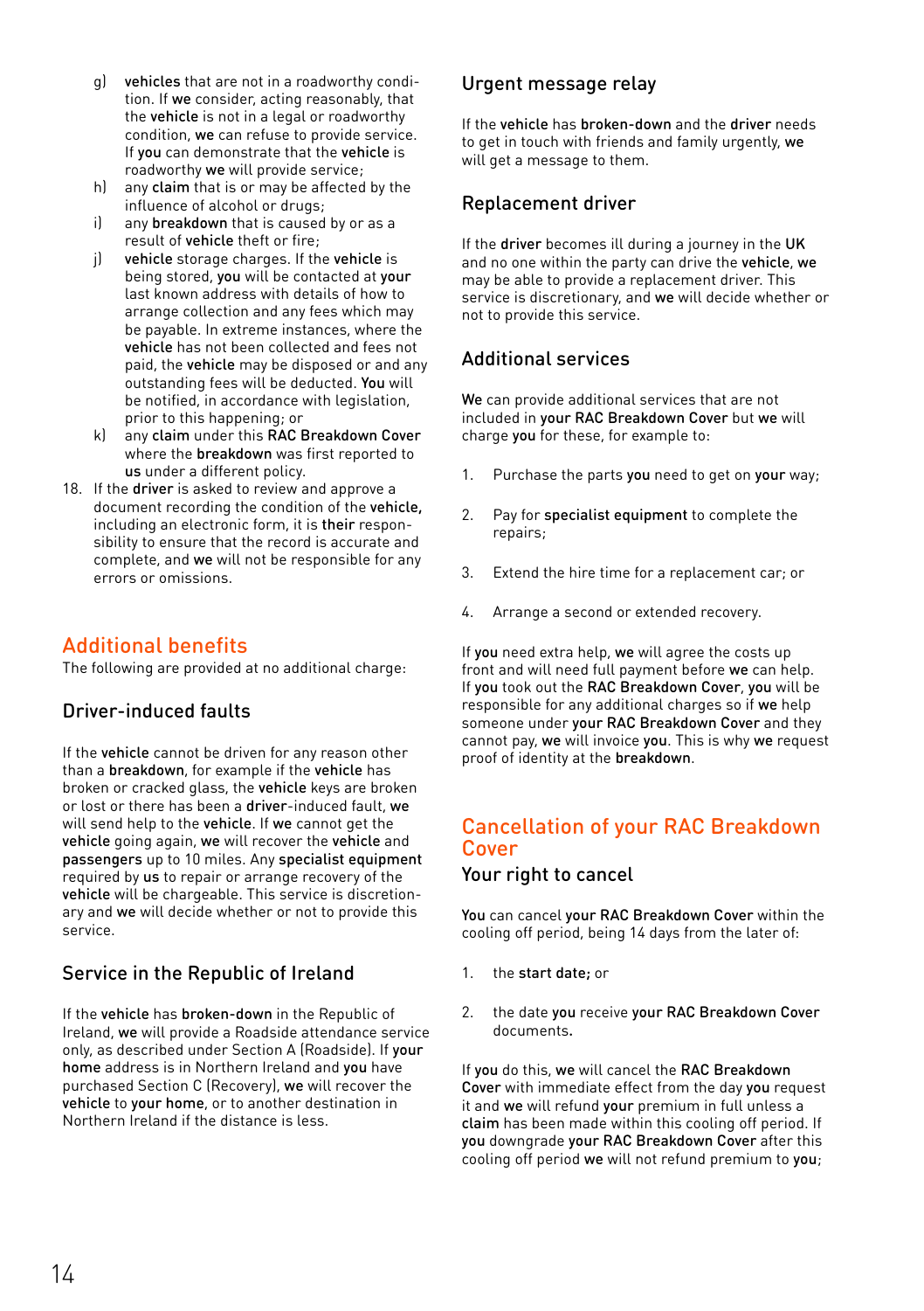g) **vehicles** that are not in a roadworthy condition. If **we** consider, acting reasonably, that the **vehicle** is not in a legal or roadworthy condition, **we** can refuse to provide service. If **you** can demonstrate that the **vehicle** is roadworthy **we** will provide service;
h) any **claim** that is or may be affected by the influence of alcohol or drugs;
i) any **breakdown** that is caused by or as a result of **vehicle** theft or fire;
j) **vehicle** storage charges. If the **vehicle** is being stored, **you** will be contacted at **your** last known address with details of how to arrange collection and any fees which may be payable. In extreme instances, where the **vehicle** has not been collected and fees not paid, the **vehicle** may be disposed or and any outstanding fees will be deducted. **You** will be notified, in accordance with legislation, prior to this happening; or
k) any **claim** under this **RAC Breakdown Cover** where the **breakdown** was first reported to **us** under a different policy.

18. If the **driver** is asked to review and approve a document recording the condition of the **vehicle,** including an electronic form, it is **their** responsibility to ensure that the record is accurate and complete, and **we** will not be responsible for any errors or omissions.

## Additional benefits

The following are provided at no additional charge:

### Driver-induced faults

If the **vehicle** cannot be driven for any reason other than a **breakdown**, for example if the **vehicle** has broken or cracked glass, the **vehicle** keys are broken or lost or there has been a **driver**-induced fault, **we** will send help to the **vehicle**. If **we** cannot get the **vehicle** going again, **we** will recover the **vehicle** and **passengers** up to 10 miles. Any **specialist equipment** required by **us** to repair or arrange recovery of the **vehicle** will be chargeable. This service is discretionary and **we** will decide whether or not to provide this service.

### Service in the Republic of Ireland

If the **vehicle** has **broken-down** in the Republic of Ireland, **we** will provide a Roadside attendance service only, as described under Section A (Roadside). If **your home** address is in Northern Ireland and **you** have purchased Section C (Recovery), **we** will recover the **vehicle** to **your home**, or to another destination in Northern Ireland if the distance is less.

### Urgent message relay

If the **vehicle** has **broken-down** and the **driver** needs to get in touch with friends and family urgently, **we** will get a message to them.

### Replacement driver

If the **driver** becomes ill during a journey in the **UK** and no one within the party can drive the **vehicle**, **we** may be able to provide a replacement driver. This service is discretionary, and **we** will decide whether or not to provide this service.

### Additional services

**We** can provide additional services that are not included in **your RAC Breakdown Cover** but **we** will charge **you** for these, for example to:

1. Purchase the parts **you** need to get on **your** way;
2. Pay for **specialist equipment** to complete the repairs;
3. Extend the hire time for a replacement car; or
4. Arrange a second or extended recovery.

If **you** need extra help, **we** will agree the costs up front and will need full payment before **we** can help. If **you** took out the **RAC Breakdown Cover**, **you** will be responsible for any additional charges so if **we** help someone under **your RAC Breakdown Cover** and they cannot pay, **we** will invoice **you**. This is why **we** request proof of identity at the **breakdown**.

## Cancellation of your RAC Breakdown Cover

### Your right to cancel

**You** can cancel **your RAC Breakdown Cover** within the cooling off period, being 14 days from the later of:

1. the **start date**; or
2. the date **you** receive **your RAC Breakdown Cover** documents.

If **you** do this, **we** will cancel the **RAC Breakdown Cover** with immediate effect from the day **you** request it and **we** will refund **your** premium in full unless a **claim** has been made within this cooling off period. If **you** downgrade **your RAC Breakdown Cover** after this cooling off period **we** will not refund premium to **you**;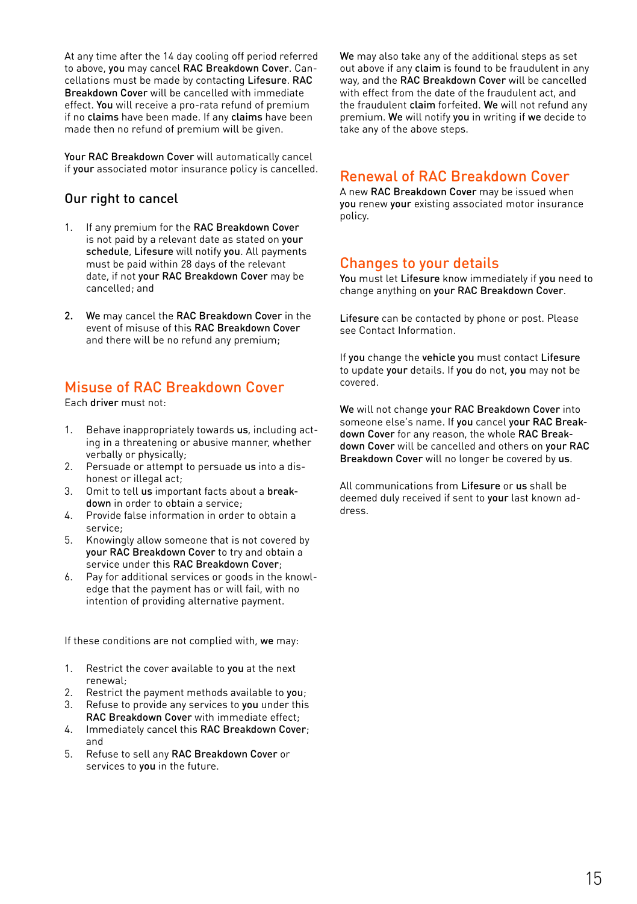At any time after the 14 day cooling off period referred to above, **you** may cancel **RAC Breakdown Cover**. Cancellations must be made by contacting **Lifesure**. **RAC Breakdown Cover** will be cancelled with immediate effect. **You** will receive a pro-rata refund of premium if no **claims** have been made. If any **claims** have been made then no refund of premium will be given.

**Your RAC Breakdown Cover** will automatically cancel if **your** associated motor insurance policy is cancelled.

## Our right to cancel

1. If any premium for the **RAC Breakdown Cover** is not paid by a relevant date as stated on **your schedule**, **Lifesure** will notify **you**. All payments must be paid within 28 days of the relevant date, if not **your RAC Breakdown Cover** may be cancelled; and
2. **We** may cancel the **RAC Breakdown Cover** in the event of misuse of this **RAC Breakdown Cover** and there will be no refund any premium;

## Misuse of RAC Breakdown Cover

Each **driver** must not:

1. Behave inappropriately towards **us**, including acting in a threatening or abusive manner, whether verbally or physically;
2. Persuade or attempt to persuade **us** into a dishonest or illegal act;
3. Omit to tell **us** important facts about a **breakdown** in order to obtain a service;
4. Provide false information in order to obtain a service;
5. Knowingly allow someone that is not covered by **your RAC Breakdown Cover** to try and obtain a service under this **RAC Breakdown Cover**;
6. Pay for additional services or goods in the knowledge that the payment has or will fail, with no intention of providing alternative payment.

If these conditions are not complied with, **we** may:

1. Restrict the cover available to **you** at the next renewal;
2. Restrict the payment methods available to **you**;
3. Refuse to provide any services to **you** under this **RAC Breakdown Cover** with immediate effect;
4. Immediately cancel this **RAC Breakdown Cover**; and
5. Refuse to sell any **RAC Breakdown Cover** or services to **you** in the future.

**We** may also take any of the additional steps as set out above if any **claim** is found to be fraudulent in any way, and the **RAC Breakdown Cover** will be cancelled with effect from the date of the fraudulent act, and the fraudulent **claim** forfeited. **We** will not refund any premium. **We** will notify **you** in writing if **we** decide to take any of the above steps.

## Renewal of RAC Breakdown Cover

A new **RAC Breakdown Cover** may be issued when **you** renew **your** existing associated motor insurance policy.

## Changes to your details

**You** must let **Lifesure** know immediately if **you** need to change anything on **your RAC Breakdown Cover**.

**Lifesure** can be contacted by phone or post. Please see Contact Information.

If **you** change the **vehicle you** must contact **Lifesure** to update **your** details. If **you** do not, **you** may not be covered.

**We** will not change **your RAC Breakdown Cover** into someone else's name. If **you** cancel **your RAC Breakdown Cover** for any reason, the whole **RAC Breakdown Cover** will be cancelled and others on **your RAC Breakdown Cover** will no longer be covered by **us**.

All communications from **Lifesure** or **us** shall be deemed duly received if sent to **your** last known address.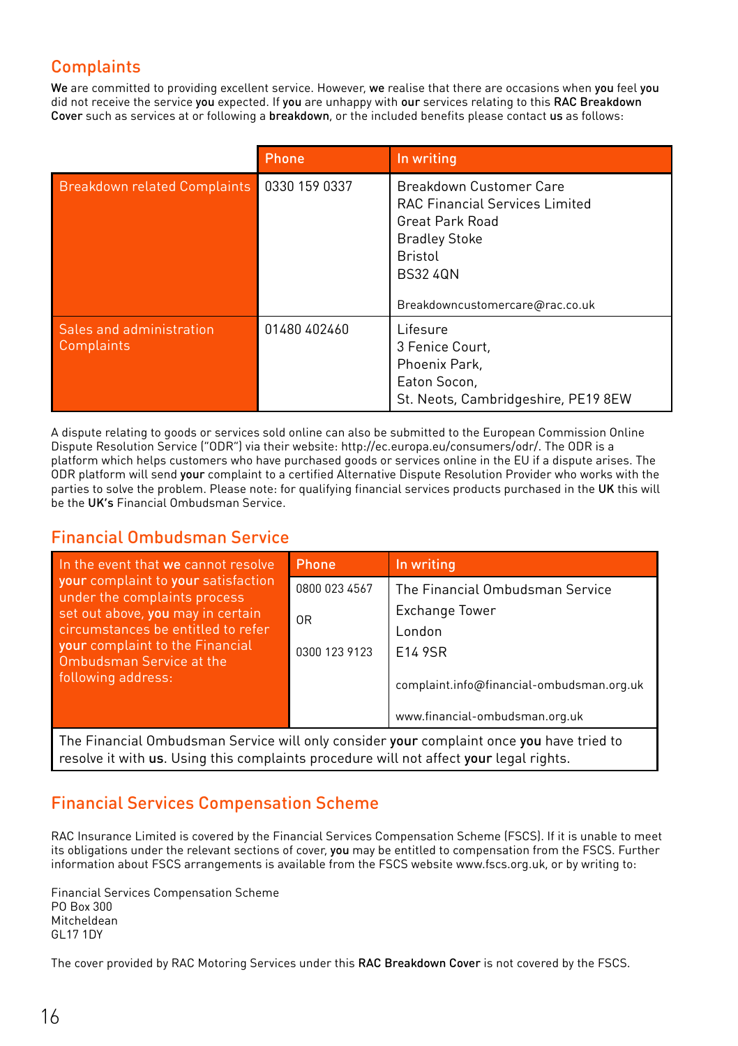## Complaints

**We** are committed to providing excellent service. However, **we** realise that there are occasions when **you** feel **you** did not receive the service **you** expected. If **you** are unhappy with **our** services relating to this **RAC Breakdown Cover** such as services at or following a **breakdown**, or the included benefits please contact **us** as follows:

| | Phone | In writing |
|---|---|---|
| Breakdown related Complaints | 0330 159 0337 | Breakdown Customer Care<br>RAC Financial Services Limited<br>Great Park Road<br>Bradley Stoke<br>Bristol<br>BS32 4QN<br><br>Breakdowncustomercare@rac.co.uk |
| Sales and administration Complaints | 01480 402460 | Lifesure<br>3 Fenice Court,<br>Phoenix Park,<br>Eaton Socon,<br>St. Neots, Cambridgeshire, PE19 8EW |

A dispute relating to goods or services sold online can also be submitted to the European Commission Online Dispute Resolution Service ("ODR") via their website: http://ec.europa.eu/consumers/odr/. The ODR is a platform which helps customers who have purchased goods or services online in the EU if a dispute arises. The ODR platform will send **your** complaint to a certified Alternative Dispute Resolution Provider who works with the parties to solve the problem. Please note: for qualifying financial services products purchased in the **UK** this will be the **UK's** Financial Ombudsman Service.

## Financial Ombudsman Service

| In the event that **we** cannot resolve **your** complaint to **your** satisfaction under the complaints process set out above, **you** may in certain circumstances be entitled to refer **your** complaint to the Financial Ombudsman Service at the following address: | Phone | In writing |
|---|---|---|
| | 0800 023 4567<br><br>OR<br><br>0300 123 9123 | The Financial Ombudsman Service<br>Exchange Tower<br>London<br>E14 9SR<br><br>complaint.info@financial-ombudsman.org.uk<br><br>www.financial-ombudsman.org.uk |

The Financial Ombudsman Service will only consider **your** complaint once **you** have tried to resolve it with **us**. Using this complaints procedure will not affect **your** legal rights.

## Financial Services Compensation Scheme

RAC Insurance Limited is covered by the Financial Services Compensation Scheme (FSCS). If it is unable to meet its obligations under the relevant sections of cover, **you** may be entitled to compensation from the FSCS. Further information about FSCS arrangements is available from the FSCS website www.fscs.org.uk, or by writing to:

Financial Services Compensation Scheme
PO Box 300
Mitcheldean
GL17 1DY

The cover provided by RAC Motoring Services under this **RAC Breakdown Cover** is not covered by the FSCS.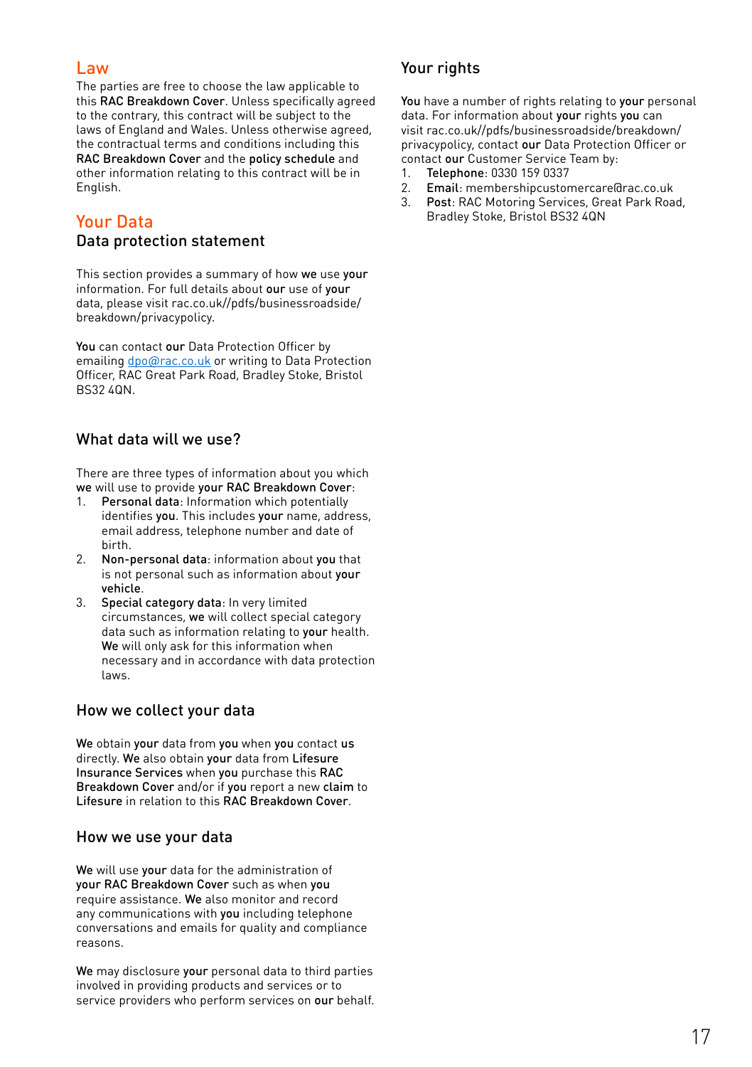## Law

The parties are free to choose the law applicable to this **RAC Breakdown Cover**. Unless specifically agreed to the contrary, this contract will be subject to the laws of England and Wales. Unless otherwise agreed, the contractual terms and conditions including this **RAC Breakdown Cover** and the **policy schedule** and other information relating to this contract will be in English.

## Your Data

### Data protection statement

This section provides a summary of how **we** use **your** information. For full details about **our** use of **your** data, please visit rac.co.uk//pdfs/businessroadside/breakdown/privacypolicy.

**You** can contact **our** Data Protection Officer by emailing dpo@rac.co.uk or writing to Data Protection Officer, RAC Great Park Road, Bradley Stoke, Bristol BS32 4QN.

### What data will we use?

There are three types of information about you which **we** will use to provide **your RAC Breakdown Cover**:

1. **Personal data**: Information which potentially identifies **you**. This includes **your** name, address, email address, telephone number and date of birth.
2. **Non-personal data**: information about **you** that is not personal such as information about **your vehicle**.
3. **Special category data**: In very limited circumstances, **we** will collect special category data such as information relating to **your** health. **We** will only ask for this information when necessary and in accordance with data protection laws.

### How we collect your data

**We** obtain **your** data from **you** when **you** contact **us** directly. **We** also obtain **your** data from **Lifesure Insurance Services** when **you** purchase this **RAC Breakdown Cover** and/or if **you** report a new **claim** to **Lifesure** in relation to this **RAC Breakdown Cover**.

### How we use your data

**We** will use **your** data for the administration of **your RAC Breakdown Cover** such as when **you** require assistance. **We** also monitor and record any communications with **you** including telephone conversations and emails for quality and compliance reasons.

**We** may disclose **your** personal data to third parties involved in providing products and services or to service providers who perform services on **our** behalf.

### Your rights

**You** have a number of rights relating to **your** personal data. For information about **your** rights **you** can visit rac.co.uk//pdfs/businessroadside/breakdown/privacypolicy, contact **our** Data Protection Officer or contact **our** Customer Service Team by:

1. **Telephone**: 0330 159 0337
2. **Email**: membershipcustomercare@rac.co.uk
3. **Post**: RAC Motoring Services, Great Park Road, Bradley Stoke, Bristol BS32 4QN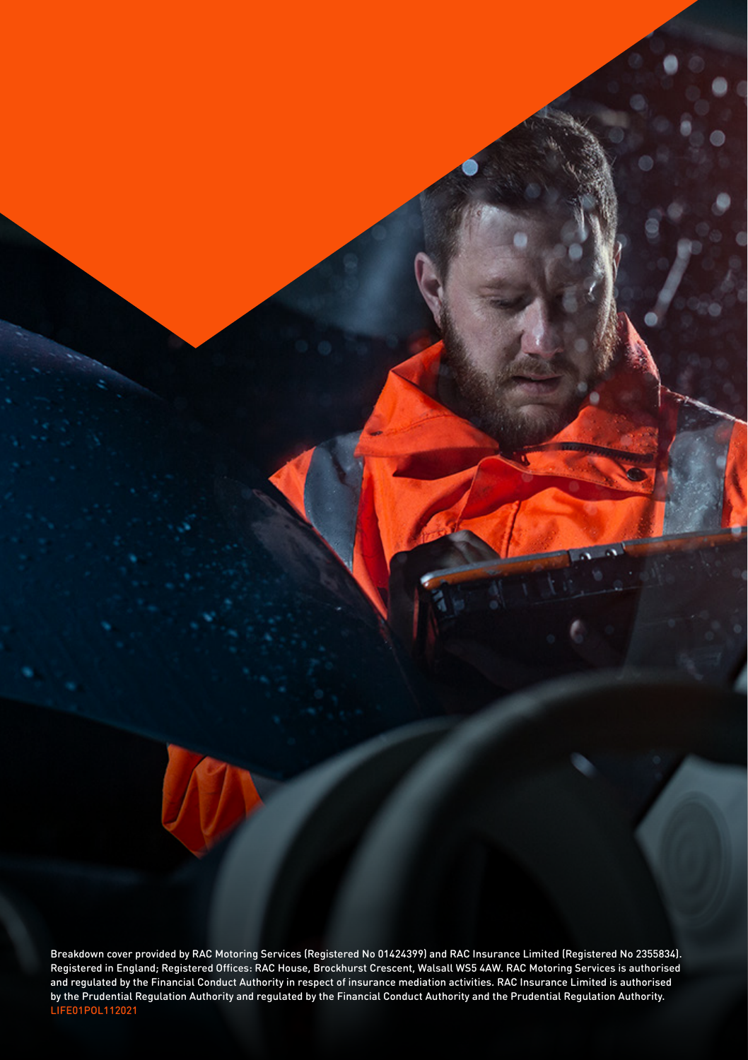Breakdown cover provided by RAC Motoring Services (Registered No 01424399) and RAC Insurance Limited (Registered No 2355834). Registered in England; Registered Offices: RAC House, Brockhurst Crescent, Walsall WS5 4AW. RAC Motoring Services is authorised and regulated by the Financial Conduct Authority in respect of insurance mediation activities. RAC Insurance Limited is authorised by the Prudential Regulation Authority and regulated by the Financial Conduct Authority and the Prudential Regulation Authority.

LIFE01POL112021